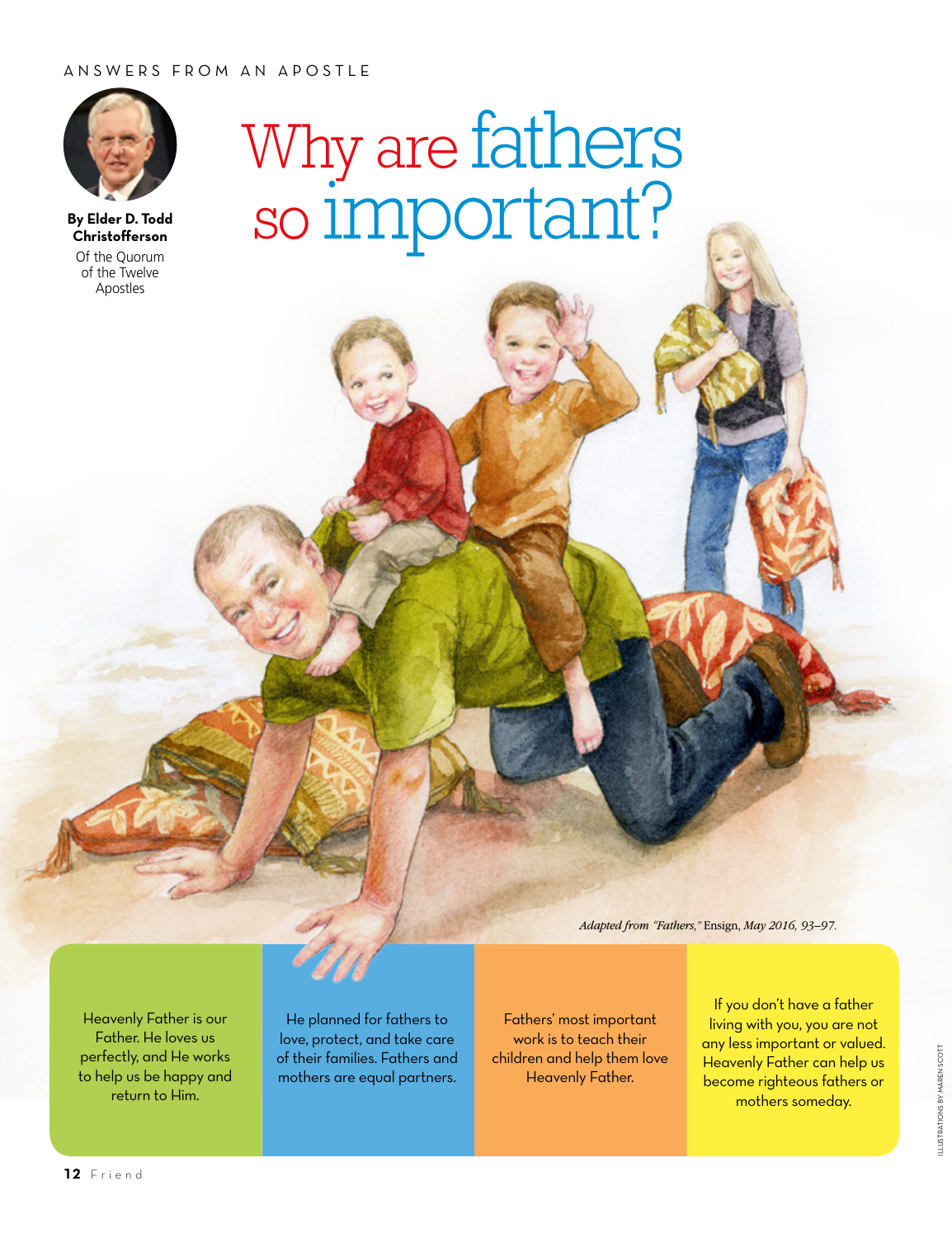ANSWERS FROM AN APOSTLE

# Why are fathers so important?

**By Elder D. Todd Christofferson**
Of the Quorum of the Twelve Apostles

*Adapted from "Fathers," Ensign, May 2016, 93–97.*

Heavenly Father is our Father. He loves us perfectly, and He works to help us be happy and return to Him.

He planned for fathers to love, protect, and take care of their families. Fathers and mothers are equal partners.

Fathers' most important work is to teach their children and help them love Heavenly Father.

If you don't have a father living with you, you are not any less important or valued. Heavenly Father can help us become righteous fathers or mothers someday.

ILLUSTRATIONS BY MAREN SCOTT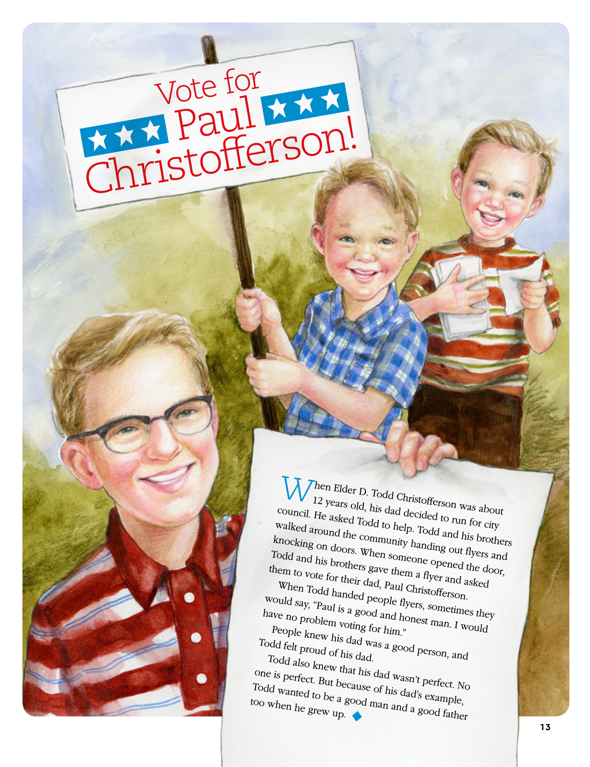Vote for Paul Christofferson!

When Elder D. Todd Christofferson was about 12 years old, his dad decided to run for city council. He asked Todd to help. Todd and his brothers walked around the community handing out flyers and knocking on doors. When someone opened the door, Todd and his brothers gave them a flyer and asked them to vote for their dad, Paul Christofferson.

When Todd handed people flyers, sometimes they would say, "Paul is a good and honest man. I would have no problem voting for him."

People knew his dad was a good person, and Todd felt proud of his dad.

Todd also knew that his dad wasn't perfect. No one is perfect. But because of his dad's example, Todd wanted to be a good man and a good father too when he grew up.